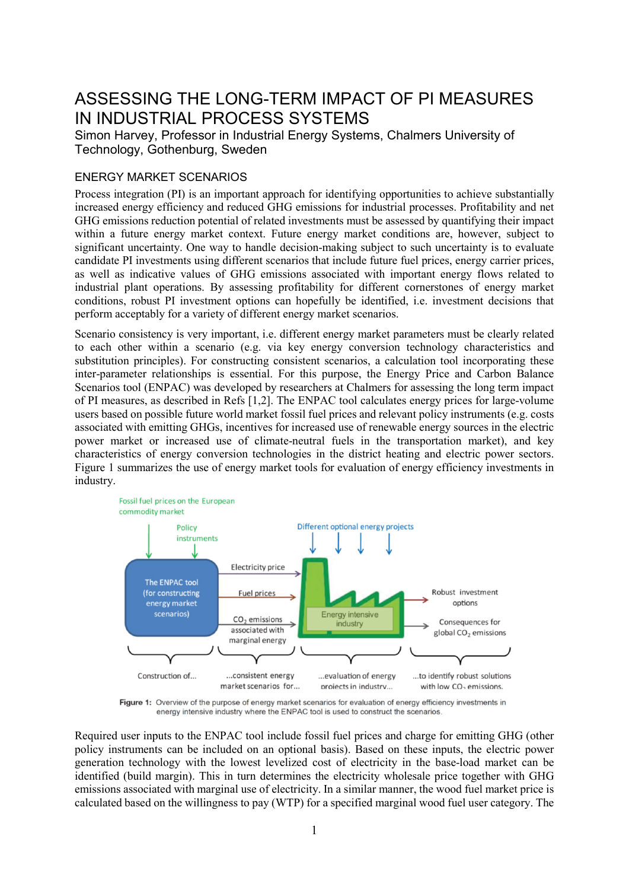# ASSESSING THE LONG-TERM IMPACT OF PI MEASURES IN INDUSTRIAL PROCESS SYSTEMS

Simon Harvey, Professor in Industrial Energy Systems, Chalmers University of Technology, Gothenburg, Sweden

## ENERGY MARKET SCENARIOS

Process integration (PI) is an important approach for identifying opportunities to achieve substantially increased energy efficiency and reduced GHG emissions for industrial processes. Profitability and net GHG emissions reduction potential of related investments must be assessed by quantifying their impact within a future energy market context. Future energy market conditions are, however, subject to significant uncertainty. One way to handle decision-making subject to such uncertainty is to evaluate candidate PI investments using different scenarios that include future fuel prices, energy carrier prices, as well as indicative values of GHG emissions associated with important energy flows related to industrial plant operations. By assessing profitability for different cornerstones of energy market conditions, robust PI investment options can hopefully be identified, i.e. investment decisions that perform acceptably for a variety of different energy market scenarios.

Scenario consistency is very important, i.e. different energy market parameters must be clearly related to each other within a scenario (e.g. via key energy conversion technology characteristics and substitution principles). For constructing consistent scenarios, a calculation tool incorporating these inter-parameter relationships is essential. For this purpose, the Energy Price and Carbon Balance Scenarios tool (ENPAC) was developed by researchers at Chalmers for assessing the long term impact of PI measures, as described in Refs [1,2]. The ENPAC tool calculates energy prices for large-volume users based on possible future world market fossil fuel prices and relevant policy instruments (e.g. costs associated with emitting GHGs, incentives for increased use of renewable energy sources in the electric power market or increased use of climate-neutral fuels in the transportation market), and key characteristics of energy conversion technologies in the district heating and electric power sectors. Figure 1 summarizes the use of energy market tools for evaluation of energy efficiency investments in industry.

Fossil fuel prices on the European commodity market

Policy instruments

Different optional energy projects

The ENPAC tool (for constructing energy market scenarios)

Electricity price

Fuel prices

$CO_2$ emissions associated with marginal energy

Energy intensive industry

Robust investment options

Consequences for global $CO_2$ emissions

Construction of...

...consistent energy market scenarios for...

...evaluation of energy projects in industry...

...to identify robust solutions with low $CO_2$ emissions.

**Figure 1:** Overview of the purpose of energy market scenarios for evaluation of energy efficiency investments in energy intensive industry where the ENPAC tool is used to construct the scenarios.

Required user inputs to the ENPAC tool include fossil fuel prices and charge for emitting GHG (other policy instruments can be included on an optional basis). Based on these inputs, the electric power generation technology with the lowest levelized cost of electricity in the base-load market can be identified (build margin). This in turn determines the electricity wholesale price together with GHG emissions associated with marginal use of electricity. In a similar manner, the wood fuel market price is calculated based on the willingness to pay (WTP) for a specified marginal wood fuel user category. The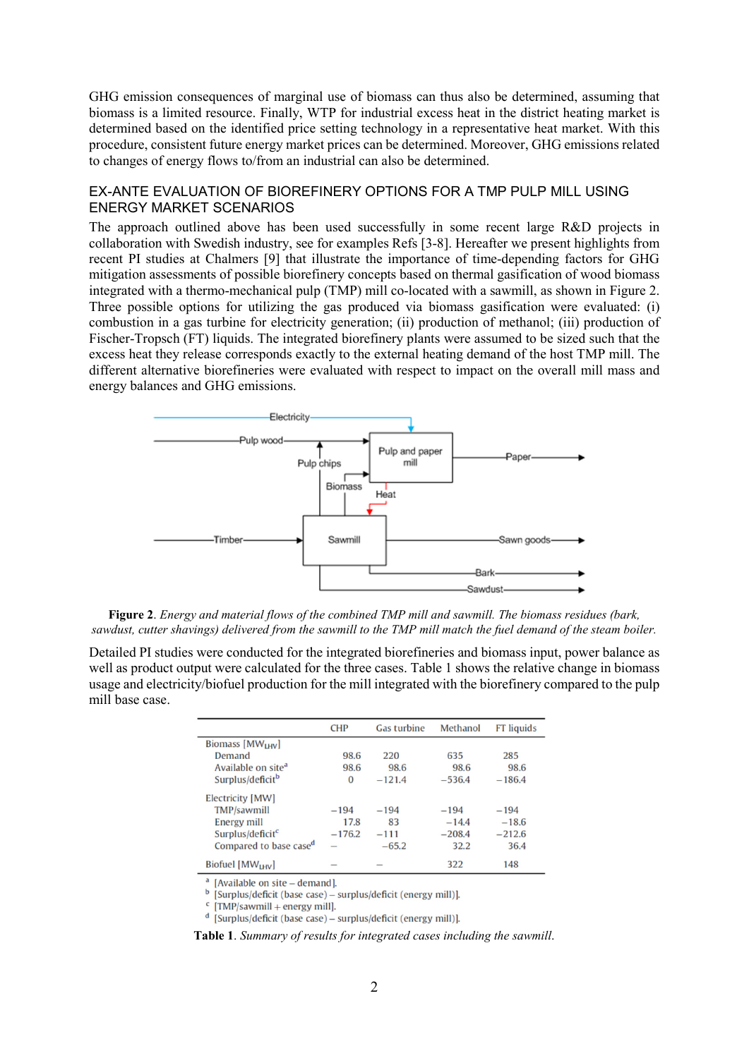GHG emission consequences of marginal use of biomass can thus also be determined, assuming that biomass is a limited resource. Finally, WTP for industrial excess heat in the district heating market is determined based on the identified price setting technology in a representative heat market. With this procedure, consistent future energy market prices can be determined. Moreover, GHG emissions related to changes of energy flows to/from an industrial can also be determined.

## EX-ANTE EVALUATION OF BIOREFINERY OPTIONS FOR A TMP PULP MILL USING ENERGY MARKET SCENARIOS

The approach outlined above has been used successfully in some recent large R&D projects in collaboration with Swedish industry, see for examples Refs [3-8]. Hereafter we present highlights from recent PI studies at Chalmers [9] that illustrate the importance of time-depending factors for GHG mitigation assessments of possible biorefinery concepts based on thermal gasification of wood biomass integrated with a thermo-mechanical pulp (TMP) mill co-located with a sawmill, as shown in Figure 2. Three possible options for utilizing the gas produced via biomass gasification were evaluated: (i) combustion in a gas turbine for electricity generation; (ii) production of methanol; (iii) production of Fischer-Tropsch (FT) liquids. The integrated biorefinery plants were assumed to be sized such that the excess heat they release corresponds exactly to the external heating demand of the host TMP mill. The different alternative biorefineries were evaluated with respect to impact on the overall mill mass and energy balances and GHG emissions.

Electricity
Pulp wood
Pulp chips
Pulp and paper mill
Paper
Biomass
Heat
Timber
Sawmill
Sawn goods
Bark
Sawdust

**Figure 2**. *Energy and material flows of the combined TMP mill and sawmill. The biomass residues (bark, sawdust, cutter shavings) delivered from the sawmill to the TMP mill match the fuel demand of the steam boiler.*

Detailed PI studies were conducted for the integrated biorefineries and biomass input, power balance as well as product output were calculated for the three cases. Table 1 shows the relative change in biomass usage and electricity/biofuel production for the mill integrated with the biorefinery compared to the pulp mill base case.

| | CHP | Gas turbine | Methanol | FT liquids |
|---|---|---|---|---|
| Biomass [$MW_{LHV}$] | | | | |
| Demand | 98.6 | 220 | 635 | 285 |
| Available on site[a] | 98.6 | 98.6 | 98.6 | 98.6 |
| Surplus/deficit[b] | 0 | −121.4 | −536.4 | −186.4 |
| Electricity [MW] | | | | |
| TMP/sawmill | −194 | −194 | −194 | −194 |
| Energy mill | 17.8 | 83 | −14.4 | −18.6 |
| Surplus/deficit[c] | −176.2 | −111 | −208.4 | −212.6 |
| Compared to base case[d] | – | −65.2 | 32.2 | 36.4 |
| Biofuel [$MW_{LHV}$] | – | – | 322 | 148 |

[a] [Available on site – demand].
[b] [Surplus/deficit (base case) – surplus/deficit (energy mill)].
[c] [TMP/sawmill + energy mill].
[d] [Surplus/deficit (base case) – surplus/deficit (energy mill)].

**Table 1**. *Summary of results for integrated cases including the sawmill.*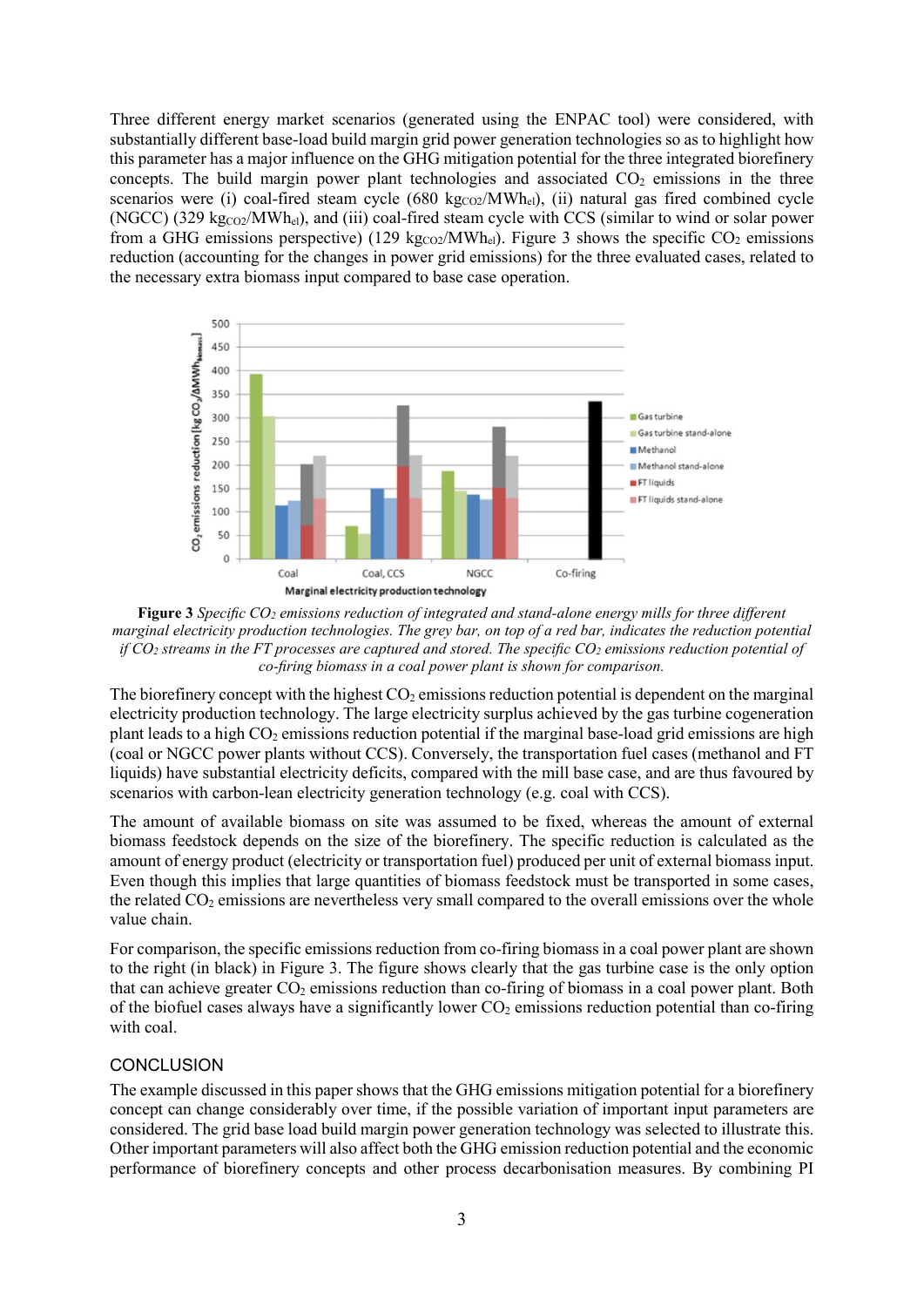Three different energy market scenarios (generated using the ENPAC tool) were considered, with substantially different base-load build margin grid power generation technologies so as to highlight how this parameter has a major influence on the GHG mitigation potential for the three integrated biorefinery concepts. The build margin power plant technologies and associated $CO_2$ emissions in the three scenarios were (i) coal-fired steam cycle (680 $kg_{CO2}/MWh_{el}$), (ii) natural gas fired combined cycle (NGCC) (329 $kg_{CO2}/MWh_{el}$), and (iii) coal-fired steam cycle with CCS (similar to wind or solar power from a GHG emissions perspective) (129 $kg_{CO2}/MWh_{el}$). Figure 3 shows the specific $CO_2$ emissions reduction (accounting for the changes in power grid emissions) for the three evaluated cases, related to the necessary extra biomass input compared to base case operation.

500
450
400
350
300
250
200
150
100
50
0

$CO_2$ emissions reduction [kg $CO_2$/ΔMWh$_{biomass}$]

Coal
Coal, CCS
NGCC
Co-firing

Marginal electricity production technology

Gas turbine
Gas turbine stand-alone
Methanol
Methanol stand-alone
FT liquids
FT liquids stand-alone

**Figure 3** *Specific $CO_2$ emissions reduction of integrated and stand-alone energy mills for three different marginal electricity production technologies. The grey bar, on top of a red bar, indicates the reduction potential if $CO_2$ streams in the FT processes are captured and stored. The specific $CO_2$ emissions reduction potential of co-firing biomass in a coal power plant is shown for comparison.*

The biorefinery concept with the highest $CO_2$ emissions reduction potential is dependent on the marginal electricity production technology. The large electricity surplus achieved by the gas turbine cogeneration plant leads to a high $CO_2$ emissions reduction potential if the marginal base-load grid emissions are high (coal or NGCC power plants without CCS). Conversely, the transportation fuel cases (methanol and FT liquids) have substantial electricity deficits, compared with the mill base case, and are thus favoured by scenarios with carbon-lean electricity generation technology (e.g. coal with CCS).

The amount of available biomass on site was assumed to be fixed, whereas the amount of external biomass feedstock depends on the size of the biorefinery. The specific reduction is calculated as the amount of energy product (electricity or transportation fuel) produced per unit of external biomass input. Even though this implies that large quantities of biomass feedstock must be transported in some cases, the related $CO_2$ emissions are nevertheless very small compared to the overall emissions over the whole value chain.

For comparison, the specific emissions reduction from co-firing biomass in a coal power plant are shown to the right (in black) in Figure 3. The figure shows clearly that the gas turbine case is the only option that can achieve greater $CO_2$ emissions reduction than co-firing of biomass in a coal power plant. Both of the biofuel cases always have a significantly lower $CO_2$ emissions reduction potential than co-firing with coal.

## CONCLUSION

The example discussed in this paper shows that the GHG emissions mitigation potential for a biorefinery concept can change considerably over time, if the possible variation of important input parameters are considered. The grid base load build margin power generation technology was selected to illustrate this. Other important parameters will also affect both the GHG emission reduction potential and the economic performance of biorefinery concepts and other process decarbonisation measures. By combining PI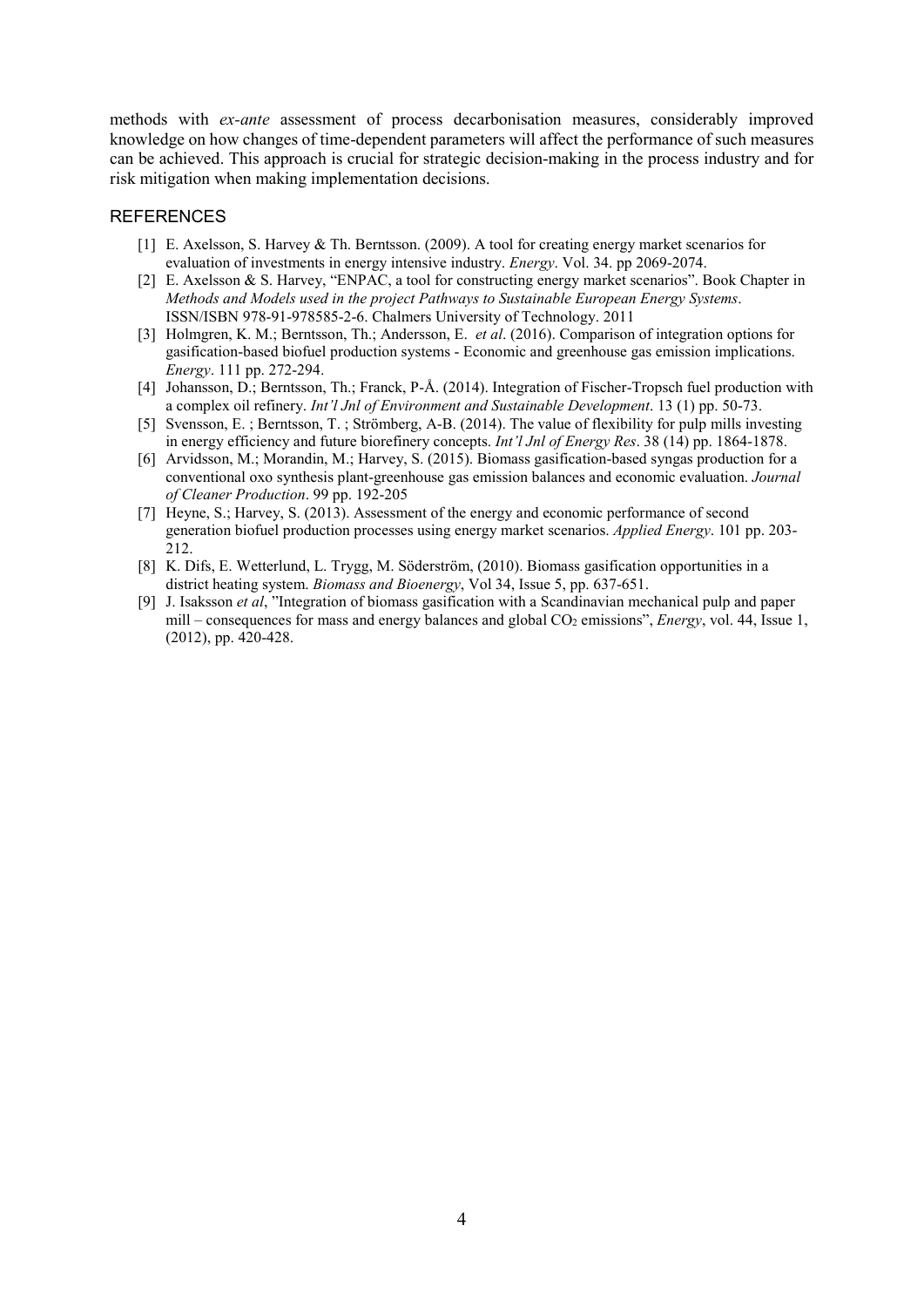methods with *ex-ante* assessment of process decarbonisation measures, considerably improved knowledge on how changes of time-dependent parameters will affect the performance of such measures can be achieved. This approach is crucial for strategic decision-making in the process industry and for risk mitigation when making implementation decisions.

## REFERENCES

[1] E. Axelsson, S. Harvey & Th. Berntsson. (2009). A tool for creating energy market scenarios for evaluation of investments in energy intensive industry. *Energy*. Vol. 34. pp 2069-2074.

[2] E. Axelsson & S. Harvey, "ENPAC, a tool for constructing energy market scenarios". Book Chapter in *Methods and Models used in the project Pathways to Sustainable European Energy Systems*. ISSN/ISBN 978-91-978585-2-6. Chalmers University of Technology. 2011

[3] Holmgren, K. M.; Berntsson, Th.; Andersson, E. *et al*. (2016). Comparison of integration options for gasification-based biofuel production systems - Economic and greenhouse gas emission implications. *Energy*. 111 pp. 272-294.

[4] Johansson, D.; Berntsson, Th.; Franck, P-Å. (2014). Integration of Fischer-Tropsch fuel production with a complex oil refinery. *Int'l Jnl of Environment and Sustainable Development*. 13 (1) pp. 50-73.

[5] Svensson, E. ; Berntsson, T. ; Strömberg, A-B. (2014). The value of flexibility for pulp mills investing in energy efficiency and future biorefinery concepts. *Int'l Jnl of Energy Res*. 38 (14) pp. 1864-1878.

[6] Arvidsson, M.; Morandin, M.; Harvey, S. (2015). Biomass gasification-based syngas production for a conventional oxo synthesis plant-greenhouse gas emission balances and economic evaluation. *Journal of Cleaner Production*. 99 pp. 192-205

[7] Heyne, S.; Harvey, S. (2013). Assessment of the energy and economic performance of second generation biofuel production processes using energy market scenarios. *Applied Energy*. 101 pp. 203-212.

[8] K. Difs, E. Wetterlund, L. Trygg, M. Söderström, (2010). Biomass gasification opportunities in a district heating system. *Biomass and Bioenergy*, Vol 34, Issue 5, pp. 637-651.

[9] J. Isaksson *et al*, "Integration of biomass gasification with a Scandinavian mechanical pulp and paper mill – consequences for mass and energy balances and global $CO_2$ emissions", *Energy*, vol. 44, Issue 1, (2012), pp. 420-428.